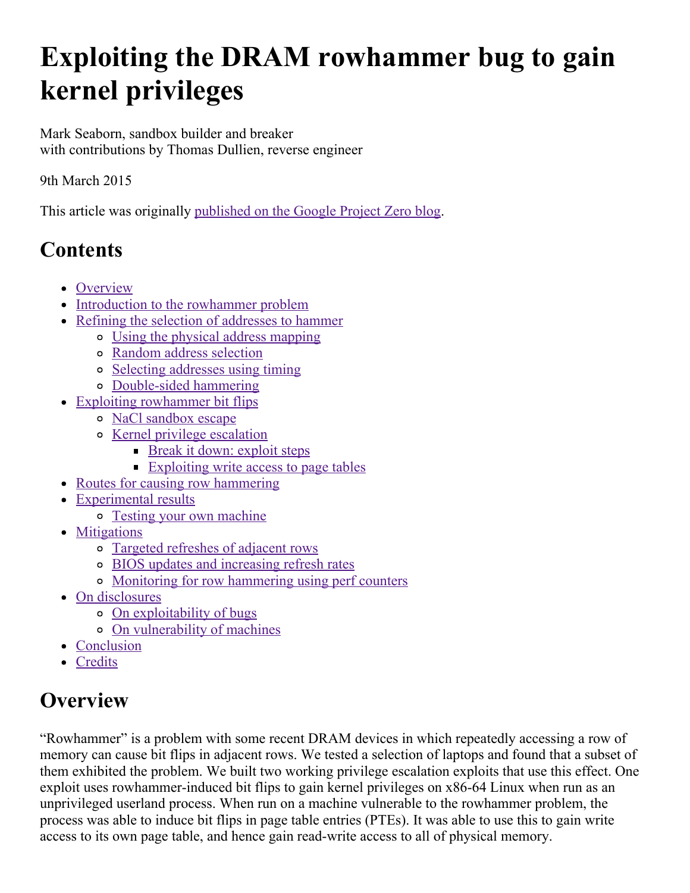# Exploiting the DRAM rowhammer bug to gain kernel privileges

Mark Seaborn, sandbox builder and breaker
with contributions by Thomas Dullien, reverse engineer

9th March 2015

This article was originally published on the Google Project Zero blog.

## Contents

- Overview
- Introduction to the rowhammer problem
- Refining the selection of addresses to hammer
  - Using the physical address mapping
  - Random address selection
  - Selecting addresses using timing
  - Double-sided hammering
- Exploiting rowhammer bit flips
  - NaCl sandbox escape
  - Kernel privilege escalation
    - Break it down: exploit steps
    - Exploiting write access to page tables
- Routes for causing row hammering
- Experimental results
  - Testing your own machine
- Mitigations
  - Targeted refreshes of adjacent rows
  - BIOS updates and increasing refresh rates
  - Monitoring for row hammering using perf counters
- On disclosures
  - On exploitability of bugs
  - On vulnerability of machines
- Conclusion
- Credits

## Overview

“Rowhammer” is a problem with some recent DRAM devices in which repeatedly accessing a row of memory can cause bit flips in adjacent rows. We tested a selection of laptops and found that a subset of them exhibited the problem. We built two working privilege escalation exploits that use this effect. One exploit uses rowhammer-induced bit flips to gain kernel privileges on x86-64 Linux when run as an unprivileged userland process. When run on a machine vulnerable to the rowhammer problem, the process was able to induce bit flips in page table entries (PTEs). It was able to use this to gain write access to its own page table, and hence gain read-write access to all of physical memory.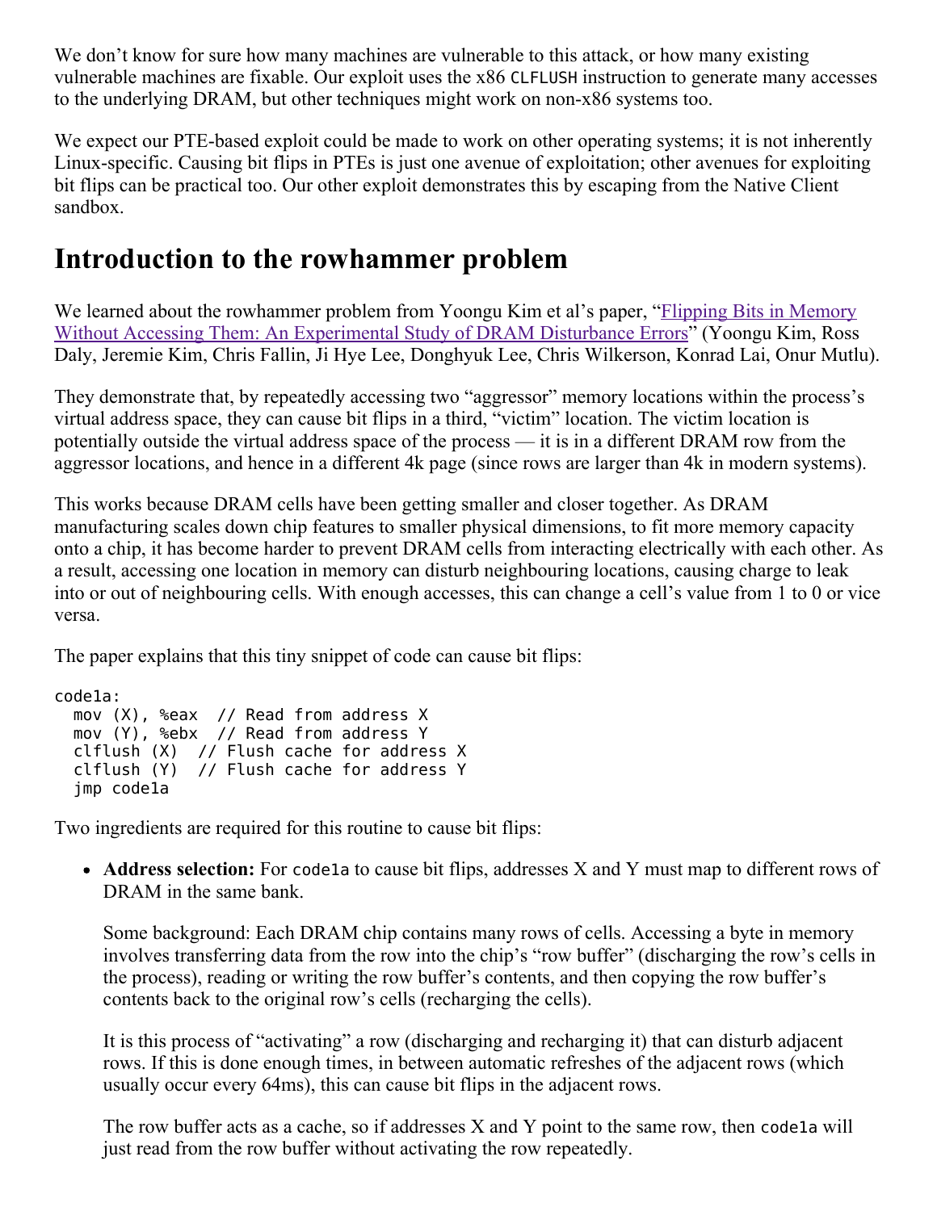We don't know for sure how many machines are vulnerable to this attack, or how many existing vulnerable machines are fixable. Our exploit uses the x86 `CLFLUSH` instruction to generate many accesses to the underlying DRAM, but other techniques might work on non-x86 systems too.

We expect our PTE-based exploit could be made to work on other operating systems; it is not inherently Linux-specific. Causing bit flips in PTEs is just one avenue of exploitation; other avenues for exploiting bit flips can be practical too. Our other exploit demonstrates this by escaping from the Native Client sandbox.

# Introduction to the rowhammer problem

We learned about the rowhammer problem from Yoongu Kim et al's paper, "Flipping Bits in Memory Without Accessing Them: An Experimental Study of DRAM Disturbance Errors" (Yoongu Kim, Ross Daly, Jeremie Kim, Chris Fallin, Ji Hye Lee, Donghyuk Lee, Chris Wilkerson, Konrad Lai, Onur Mutlu).

They demonstrate that, by repeatedly accessing two "aggressor" memory locations within the process's virtual address space, they can cause bit flips in a third, "victim" location. The victim location is potentially outside the virtual address space of the process — it is in a different DRAM row from the aggressor locations, and hence in a different 4k page (since rows are larger than 4k in modern systems).

This works because DRAM cells have been getting smaller and closer together. As DRAM manufacturing scales down chip features to smaller physical dimensions, to fit more memory capacity onto a chip, it has become harder to prevent DRAM cells from interacting electrically with each other. As a result, accessing one location in memory can disturb neighbouring locations, causing charge to leak into or out of neighbouring cells. With enough accesses, this can change a cell's value from 1 to 0 or vice versa.

The paper explains that this tiny snippet of code can cause bit flips:

```
code1a:
  mov (X), %eax  // Read from address X
  mov (Y), %ebx  // Read from address Y
  clflush (X)  // Flush cache for address X
  clflush (Y)  // Flush cache for address Y
  jmp code1a
```

Two ingredients are required for this routine to cause bit flips:

- **Address selection:** For `code1a` to cause bit flips, addresses X and Y must map to different rows of DRAM in the same bank.

  Some background: Each DRAM chip contains many rows of cells. Accessing a byte in memory involves transferring data from the row into the chip's "row buffer" (discharging the row's cells in the process), reading or writing the row buffer's contents, and then copying the row buffer's contents back to the original row's cells (recharging the cells).

  It is this process of "activating" a row (discharging and recharging it) that can disturb adjacent rows. If this is done enough times, in between automatic refreshes of the adjacent rows (which usually occur every 64ms), this can cause bit flips in the adjacent rows.

  The row buffer acts as a cache, so if addresses X and Y point to the same row, then `code1a` will just read from the row buffer without activating the row repeatedly.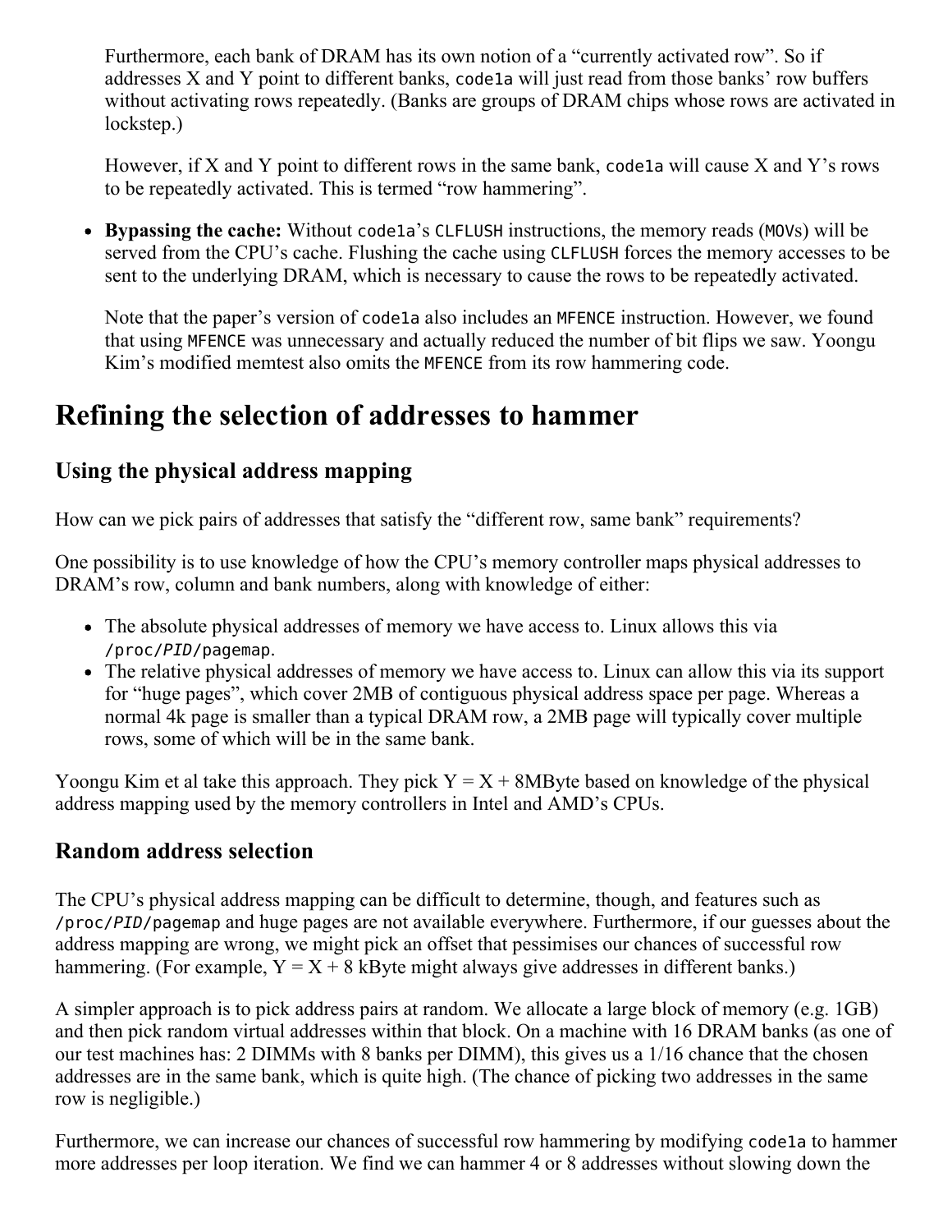Furthermore, each bank of DRAM has its own notion of a "currently activated row". So if addresses X and Y point to different banks, `code1a` will just read from those banks' row buffers without activating rows repeatedly. (Banks are groups of DRAM chips whose rows are activated in lockstep.)

However, if X and Y point to different rows in the same bank, `code1a` will cause X and Y's rows to be repeatedly activated. This is termed "row hammering".

- **Bypassing the cache:** Without `code1a`'s `CLFLUSH` instructions, the memory reads (`MOV`s) will be served from the CPU's cache. Flushing the cache using `CLFLUSH` forces the memory accesses to be sent to the underlying DRAM, which is necessary to cause the rows to be repeatedly activated.

  Note that the paper's version of `code1a` also includes an `MFENCE` instruction. However, we found that using `MFENCE` was unnecessary and actually reduced the number of bit flips we saw. Yoongu Kim's modified memtest also omits the `MFENCE` from its row hammering code.

# Refining the selection of addresses to hammer

## Using the physical address mapping

How can we pick pairs of addresses that satisfy the "different row, same bank" requirements?

One possibility is to use knowledge of how the CPU's memory controller maps physical addresses to DRAM's row, column and bank numbers, along with knowledge of either:

- The absolute physical addresses of memory we have access to. Linux allows this via `/proc/PID/pagemap`.
- The relative physical addresses of memory we have access to. Linux can allow this via its support for "huge pages", which cover 2MB of contiguous physical address space per page. Whereas a normal 4k page is smaller than a typical DRAM row, a 2MB page will typically cover multiple rows, some of which will be in the same bank.

Yoongu Kim et al take this approach. They pick Y = X + 8MByte based on knowledge of the physical address mapping used by the memory controllers in Intel and AMD's CPUs.

## Random address selection

The CPU's physical address mapping can be difficult to determine, though, and features such as `/proc/PID/pagemap` and huge pages are not available everywhere. Furthermore, if our guesses about the address mapping are wrong, we might pick an offset that pessimises our chances of successful row hammering. (For example, Y = X + 8 kByte might always give addresses in different banks.)

A simpler approach is to pick address pairs at random. We allocate a large block of memory (e.g. 1GB) and then pick random virtual addresses within that block. On a machine with 16 DRAM banks (as one of our test machines has: 2 DIMMs with 8 banks per DIMM), this gives us a 1/16 chance that the chosen addresses are in the same bank, which is quite high. (The chance of picking two addresses in the same row is negligible.)

Furthermore, we can increase our chances of successful row hammering by modifying `code1a` to hammer more addresses per loop iteration. We find we can hammer 4 or 8 addresses without slowing down the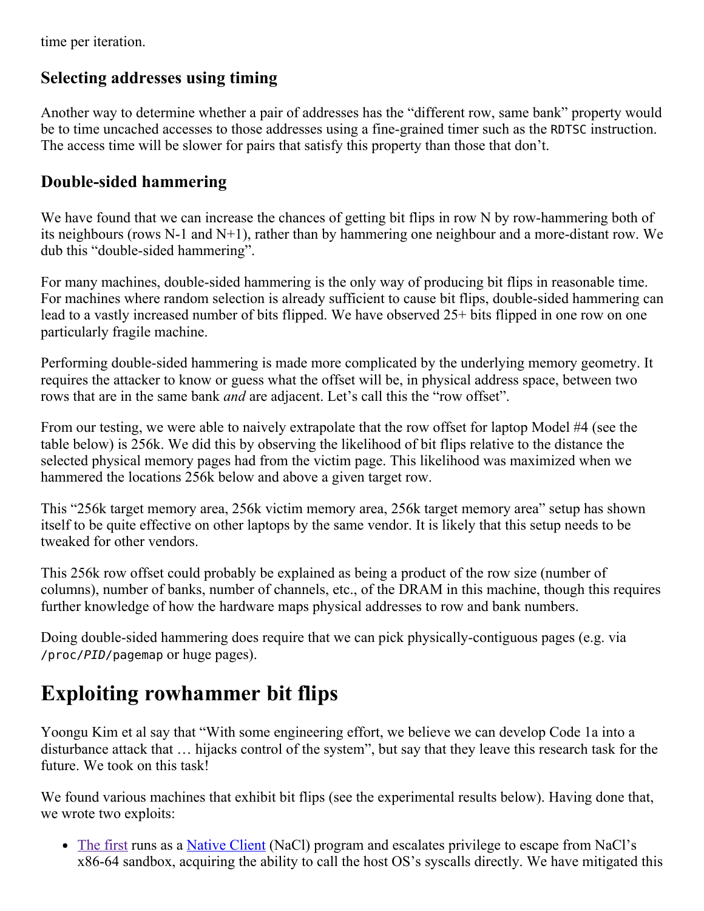time per iteration.

### Selecting addresses using timing

Another way to determine whether a pair of addresses has the "different row, same bank" property would be to time uncached accesses to those addresses using a fine-grained timer such as the `RDTSC` instruction. The access time will be slower for pairs that satisfy this property than those that don't.

### Double-sided hammering

We have found that we can increase the chances of getting bit flips in row N by row-hammering both of its neighbours (rows N-1 and N+1), rather than by hammering one neighbour and a more-distant row. We dub this "double-sided hammering".

For many machines, double-sided hammering is the only way of producing bit flips in reasonable time. For machines where random selection is already sufficient to cause bit flips, double-sided hammering can lead to a vastly increased number of bits flipped. We have observed 25+ bits flipped in one row on one particularly fragile machine.

Performing double-sided hammering is made more complicated by the underlying memory geometry. It requires the attacker to know or guess what the offset will be, in physical address space, between two rows that are in the same bank *and* are adjacent. Let's call this the "row offset".

From our testing, we were able to naively extrapolate that the row offset for laptop Model #4 (see the table below) is 256k. We did this by observing the likelihood of bit flips relative to the distance the selected physical memory pages had from the victim page. This likelihood was maximized when we hammered the locations 256k below and above a given target row.

This "256k target memory area, 256k victim memory area, 256k target memory area" setup has shown itself to be quite effective on other laptops by the same vendor. It is likely that this setup needs to be tweaked for other vendors.

This 256k row offset could probably be explained as being a product of the row size (number of columns), number of banks, number of channels, etc., of the DRAM in this machine, though this requires further knowledge of how the hardware maps physical addresses to row and bank numbers.

Doing double-sided hammering does require that we can pick physically-contiguous pages (e.g. via `/proc/PID/pagemap` or huge pages).

# Exploiting rowhammer bit flips

Yoongu Kim et al say that "With some engineering effort, we believe we can develop Code 1a into a disturbance attack that … hijacks control of the system", but say that they leave this research task for the future. We took on this task!

We found various machines that exhibit bit flips (see the experimental results below). Having done that, we wrote two exploits:

- [The first](#) runs as a [Native Client](#) (NaCl) program and escalates privilege to escape from NaCl's x86-64 sandbox, acquiring the ability to call the host OS's syscalls directly. We have mitigated this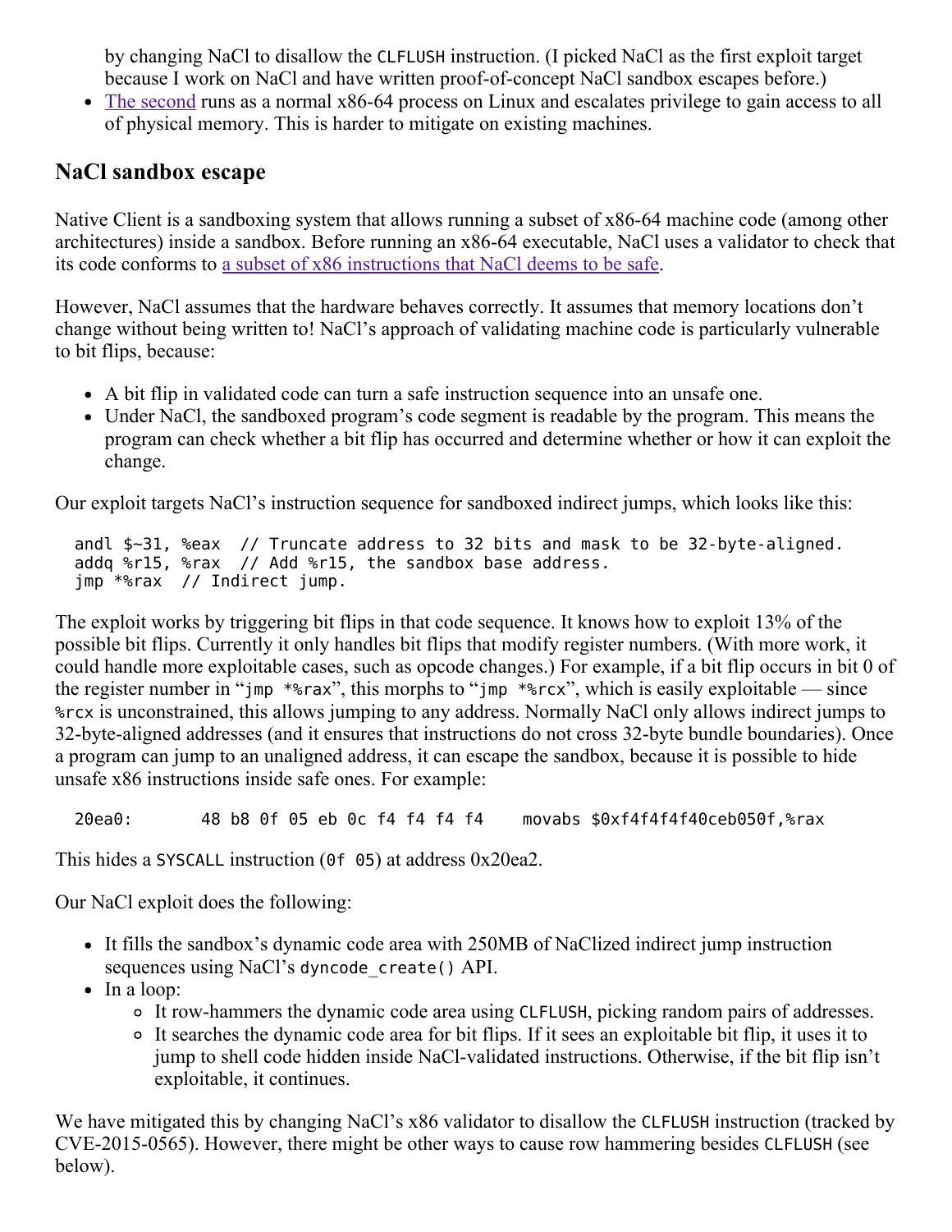by changing NaCl to disallow the `CLFLUSH` instruction. (I picked NaCl as the first exploit target because I work on NaCl and have written proof-of-concept NaCl sandbox escapes before.)

- The second runs as a normal x86-64 process on Linux and escalates privilege to gain access to all of physical memory. This is harder to mitigate on existing machines.

## NaCl sandbox escape

Native Client is a sandboxing system that allows running a subset of x86-64 machine code (among other architectures) inside a sandbox. Before running an x86-64 executable, NaCl uses a validator to check that its code conforms to a subset of x86 instructions that NaCl deems to be safe.

However, NaCl assumes that the hardware behaves correctly. It assumes that memory locations don't change without being written to! NaCl's approach of validating machine code is particularly vulnerable to bit flips, because:

- A bit flip in validated code can turn a safe instruction sequence into an unsafe one.
- Under NaCl, the sandboxed program's code segment is readable by the program. This means the program can check whether a bit flip has occurred and determine whether or how it can exploit the change.

Our exploit targets NaCl's instruction sequence for sandboxed indirect jumps, which looks like this:

```
andl $~31, %eax  // Truncate address to 32 bits and mask to be 32-byte-aligned.
addq %r15, %rax  // Add %r15, the sandbox base address.
jmp *%rax  // Indirect jump.
```

The exploit works by triggering bit flips in that code sequence. It knows how to exploit 13% of the possible bit flips. Currently it only handles bit flips that modify register numbers. (With more work, it could handle more exploitable cases, such as opcode changes.) For example, if a bit flip occurs in bit 0 of the register number in "`jmp *%rax`", this morphs to "`jmp *%rcx`", which is easily exploitable — since `%rcx` is unconstrained, this allows jumping to any address. Normally NaCl only allows indirect jumps to 32-byte-aligned addresses (and it ensures that instructions do not cross 32-byte bundle boundaries). Once a program can jump to an unaligned address, it can escape the sandbox, because it is possible to hide unsafe x86 instructions inside safe ones. For example:

```
20ea0:       48 b8 0f 05 eb 0c f4 f4 f4 f4    movabs $0xf4f4f4f40ceb050f,%rax
```

This hides a `SYSCALL` instruction (`0f 05`) at address 0x20ea2.

Our NaCl exploit does the following:

- It fills the sandbox's dynamic code area with 250MB of NaClized indirect jump instruction sequences using NaCl's `dyncode_create()` API.
- In a loop:
  - It row-hammers the dynamic code area using `CLFLUSH`, picking random pairs of addresses.
  - It searches the dynamic code area for bit flips. If it sees an exploitable bit flip, it uses it to jump to shell code hidden inside NaCl-validated instructions. Otherwise, if the bit flip isn't exploitable, it continues.

We have mitigated this by changing NaCl's x86 validator to disallow the `CLFLUSH` instruction (tracked by CVE-2015-0565). However, there might be other ways to cause row hammering besides `CLFLUSH` (see below).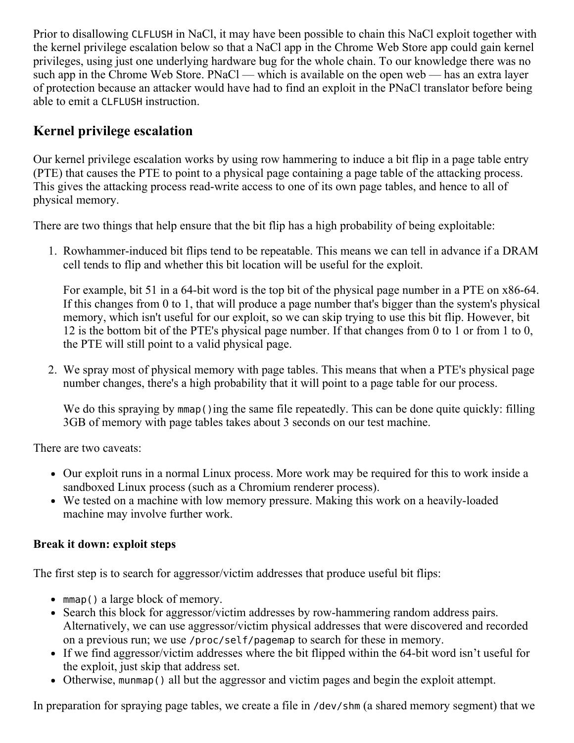Prior to disallowing `CLFLUSH` in NaCl, it may have been possible to chain this NaCl exploit together with the kernel privilege escalation below so that a NaCl app in the Chrome Web Store app could gain kernel privileges, using just one underlying hardware bug for the whole chain. To our knowledge there was no such app in the Chrome Web Store. PNaCl — which is available on the open web — has an extra layer of protection because an attacker would have had to find an exploit in the PNaCl translator before being able to emit a `CLFLUSH` instruction.

## Kernel privilege escalation

Our kernel privilege escalation works by using row hammering to induce a bit flip in a page table entry (PTE) that causes the PTE to point to a physical page containing a page table of the attacking process. This gives the attacking process read-write access to one of its own page tables, and hence to all of physical memory.

There are two things that help ensure that the bit flip has a high probability of being exploitable:

1. Rowhammer-induced bit flips tend to be repeatable. This means we can tell in advance if a DRAM cell tends to flip and whether this bit location will be useful for the exploit.

   For example, bit 51 in a 64-bit word is the top bit of the physical page number in a PTE on x86-64. If this changes from 0 to 1, that will produce a page number that's bigger than the system's physical memory, which isn't useful for our exploit, so we can skip trying to use this bit flip. However, bit 12 is the bottom bit of the PTE's physical page number. If that changes from 0 to 1 or from 1 to 0, the PTE will still point to a valid physical page.

2. We spray most of physical memory with page tables. This means that when a PTE's physical page number changes, there's a high probability that it will point to a page table for our process.

   We do this spraying by `mmap()`ing the same file repeatedly. This can be done quite quickly: filling 3GB of memory with page tables takes about 3 seconds on our test machine.

There are two caveats:

- Our exploit runs in a normal Linux process. More work may be required for this to work inside a sandboxed Linux process (such as a Chromium renderer process).
- We tested on a machine with low memory pressure. Making this work on a heavily-loaded machine may involve further work.

**Break it down: exploit steps**

The first step is to search for aggressor/victim addresses that produce useful bit flips:

- `mmap()` a large block of memory.
- Search this block for aggressor/victim addresses by row-hammering random address pairs. Alternatively, we can use aggressor/victim physical addresses that were discovered and recorded on a previous run; we use `/proc/self/pagemap` to search for these in memory.
- If we find aggressor/victim addresses where the bit flipped within the 64-bit word isn't useful for the exploit, just skip that address set.
- Otherwise, `munmap()` all but the aggressor and victim pages and begin the exploit attempt.

In preparation for spraying page tables, we create a file in `/dev/shm` (a shared memory segment) that we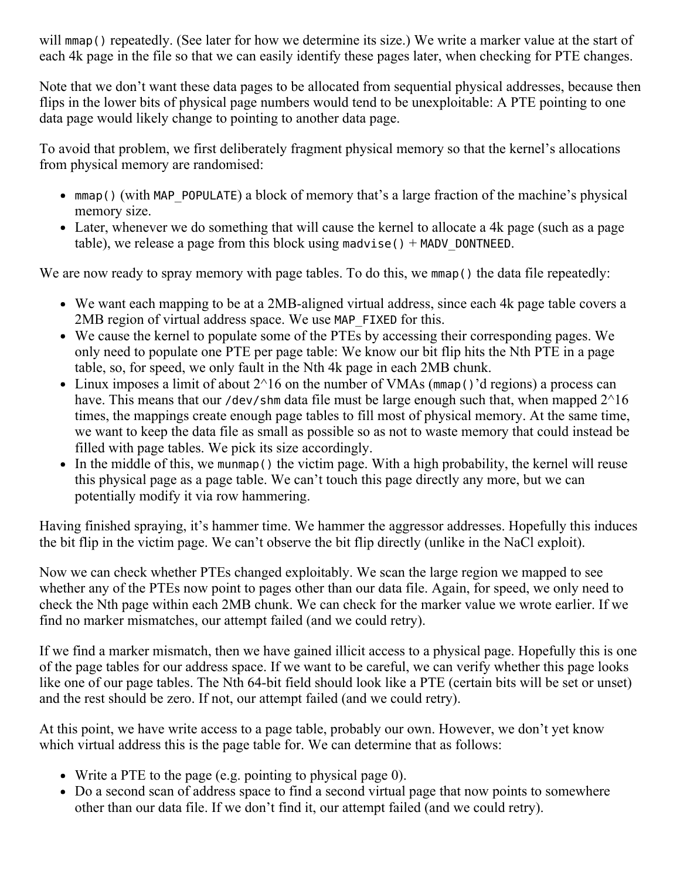will `mmap()` repeatedly. (See later for how we determine its size.) We write a marker value at the start of each 4k page in the file so that we can easily identify these pages later, when checking for PTE changes.

Note that we don't want these data pages to be allocated from sequential physical addresses, because then flips in the lower bits of physical page numbers would tend to be unexploitable: A PTE pointing to one data page would likely change to pointing to another data page.

To avoid that problem, we first deliberately fragment physical memory so that the kernel's allocations from physical memory are randomised:

- `mmap()` (with `MAP_POPULATE`) a block of memory that's a large fraction of the machine's physical memory size.
- Later, whenever we do something that will cause the kernel to allocate a 4k page (such as a page table), we release a page from this block using `madvise()` + `MADV_DONTNEED`.

We are now ready to spray memory with page tables. To do this, we `mmap()` the data file repeatedly:

- We want each mapping to be at a 2MB-aligned virtual address, since each 4k page table covers a 2MB region of virtual address space. We use `MAP_FIXED` for this.
- We cause the kernel to populate some of the PTEs by accessing their corresponding pages. We only need to populate one PTE per page table: We know our bit flip hits the Nth PTE in a page table, so, for speed, we only fault in the Nth 4k page in each 2MB chunk.
- Linux imposes a limit of about 2^16 on the number of VMAs (`mmap()`'d regions) a process can have. This means that our `/dev/shm` data file must be large enough such that, when mapped 2^16 times, the mappings create enough page tables to fill most of physical memory. At the same time, we want to keep the data file as small as possible so as not to waste memory that could instead be filled with page tables. We pick its size accordingly.
- In the middle of this, we `munmap()` the victim page. With a high probability, the kernel will reuse this physical page as a page table. We can't touch this page directly any more, but we can potentially modify it via row hammering.

Having finished spraying, it's hammer time. We hammer the aggressor addresses. Hopefully this induces the bit flip in the victim page. We can't observe the bit flip directly (unlike in the NaCl exploit).

Now we can check whether PTEs changed exploitably. We scan the large region we mapped to see whether any of the PTEs now point to pages other than our data file. Again, for speed, we only need to check the Nth page within each 2MB chunk. We can check for the marker value we wrote earlier. If we find no marker mismatches, our attempt failed (and we could retry).

If we find a marker mismatch, then we have gained illicit access to a physical page. Hopefully this is one of the page tables for our address space. If we want to be careful, we can verify whether this page looks like one of our page tables. The Nth 64-bit field should look like a PTE (certain bits will be set or unset) and the rest should be zero. If not, our attempt failed (and we could retry).

At this point, we have write access to a page table, probably our own. However, we don't yet know which virtual address this is the page table for. We can determine that as follows:

- Write a PTE to the page (e.g. pointing to physical page 0).
- Do a second scan of address space to find a second virtual page that now points to somewhere other than our data file. If we don't find it, our attempt failed (and we could retry).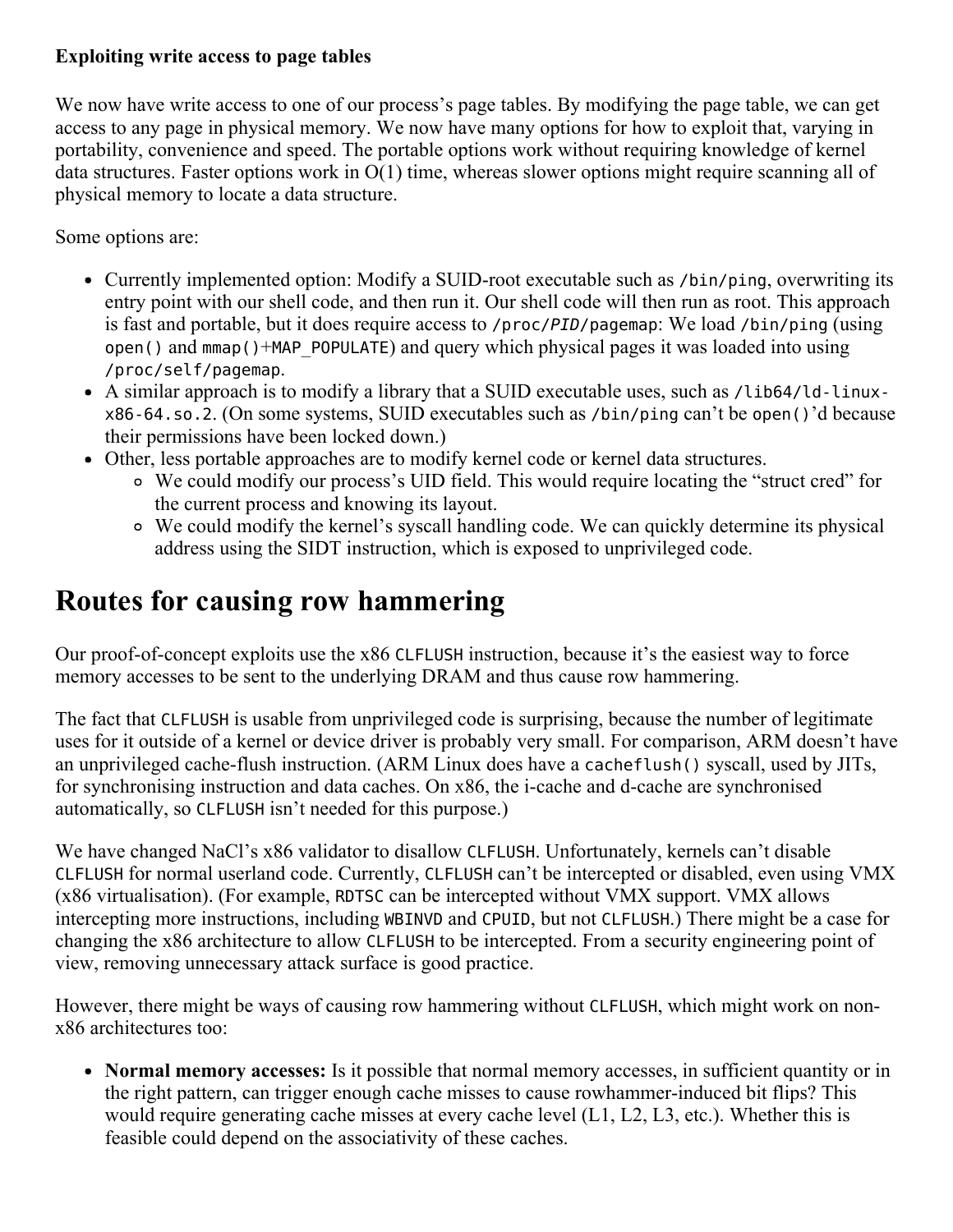**Exploiting write access to page tables**

We now have write access to one of our process's page tables. By modifying the page table, we can get access to any page in physical memory. We now have many options for how to exploit that, varying in portability, convenience and speed. The portable options work without requiring knowledge of kernel data structures. Faster options work in O(1) time, whereas slower options might require scanning all of physical memory to locate a data structure.

Some options are:

- Currently implemented option: Modify a SUID-root executable such as `/bin/ping`, overwriting its entry point with our shell code, and then run it. Our shell code will then run as root. This approach is fast and portable, but it does require access to `/proc/PID/pagemap`: We load `/bin/ping` (using `open()` and `mmap()`+`MAP_POPULATE`) and query which physical pages it was loaded into using `/proc/self/pagemap`.
- A similar approach is to modify a library that a SUID executable uses, such as `/lib64/ld-linux-x86-64.so.2`. (On some systems, SUID executables such as `/bin/ping` can't be `open()`'d because their permissions have been locked down.)
- Other, less portable approaches are to modify kernel code or kernel data structures.
  - We could modify our process's UID field. This would require locating the "struct cred" for the current process and knowing its layout.
  - We could modify the kernel's syscall handling code. We can quickly determine its physical address using the SIDT instruction, which is exposed to unprivileged code.

# Routes for causing row hammering

Our proof-of-concept exploits use the x86 `CLFLUSH` instruction, because it's the easiest way to force memory accesses to be sent to the underlying DRAM and thus cause row hammering.

The fact that `CLFLUSH` is usable from unprivileged code is surprising, because the number of legitimate uses for it outside of a kernel or device driver is probably very small. For comparison, ARM doesn't have an unprivileged cache-flush instruction. (ARM Linux does have a `cacheflush()` syscall, used by JITs, for synchronising instruction and data caches. On x86, the i-cache and d-cache are synchronised automatically, so `CLFLUSH` isn't needed for this purpose.)

We have changed NaCl's x86 validator to disallow `CLFLUSH`. Unfortunately, kernels can't disable `CLFLUSH` for normal userland code. Currently, `CLFLUSH` can't be intercepted or disabled, even using VMX (x86 virtualisation). (For example, `RDTSC` can be intercepted without VMX support. VMX allows intercepting more instructions, including `WBINVD` and `CPUID`, but not `CLFLUSH`.) There might be a case for changing the x86 architecture to allow `CLFLUSH` to be intercepted. From a security engineering point of view, removing unnecessary attack surface is good practice.

However, there might be ways of causing row hammering without `CLFLUSH`, which might work on non-x86 architectures too:

- **Normal memory accesses:** Is it possible that normal memory accesses, in sufficient quantity or in the right pattern, can trigger enough cache misses to cause rowhammer-induced bit flips? This would require generating cache misses at every cache level (L1, L2, L3, etc.). Whether this is feasible could depend on the associativity of these caches.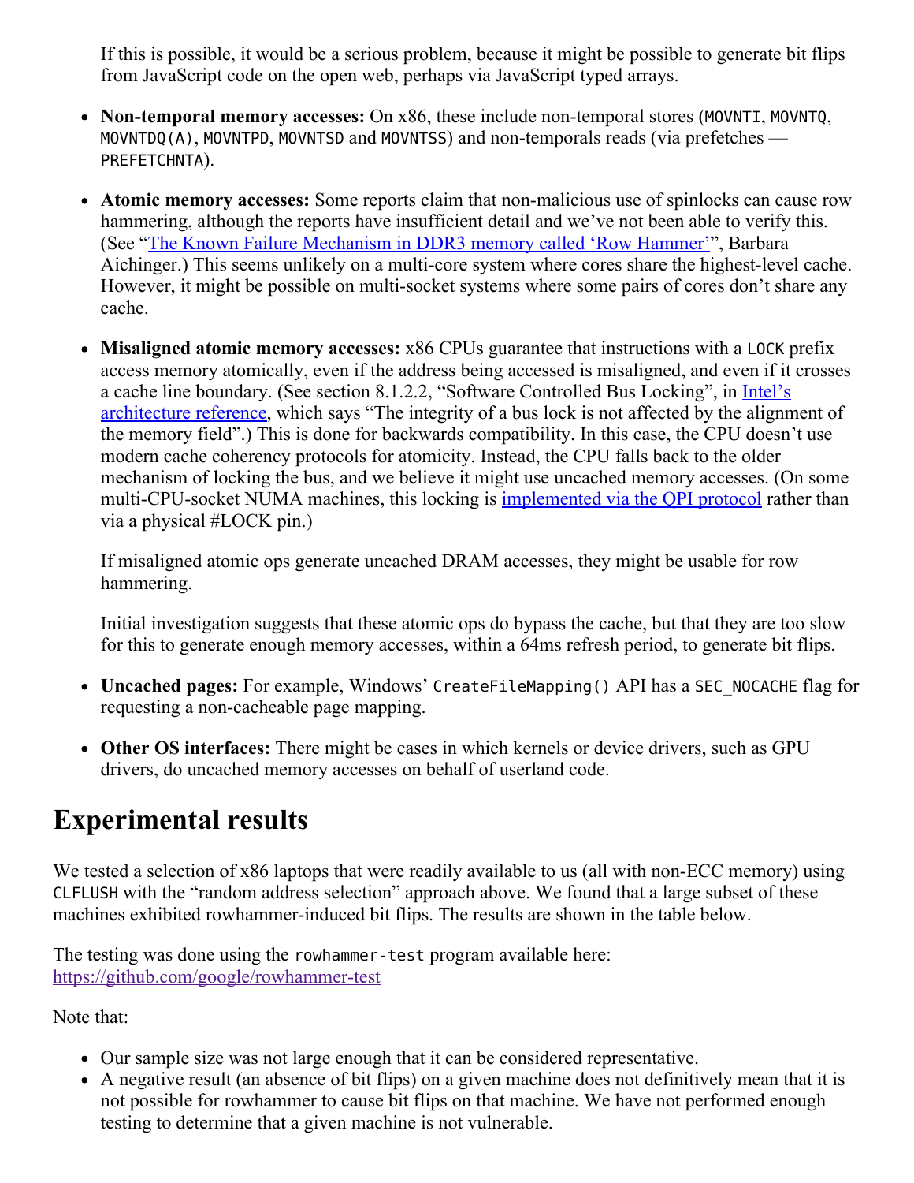If this is possible, it would be a serious problem, because it might be possible to generate bit flips from JavaScript code on the open web, perhaps via JavaScript typed arrays.

- **Non-temporal memory accesses:** On x86, these include non-temporal stores (`MOVNTI`, `MOVNTQ`, `MOVNTDQ(A)`, `MOVNTPD`, `MOVNTSD` and `MOVNTSS`) and non-temporals reads (via prefetches — `PREFETCHNTA`).

- **Atomic memory accesses:** Some reports claim that non-malicious use of spinlocks can cause row hammering, although the reports have insufficient detail and we've not been able to verify this. (See "[The Known Failure Mechanism in DDR3 memory called 'Row Hammer'](#)", Barbara Aichinger.) This seems unlikely on a multi-core system where cores share the highest-level cache. However, it might be possible on multi-socket systems where some pairs of cores don't share any cache.

- **Misaligned atomic memory accesses:** x86 CPUs guarantee that instructions with a `LOCK` prefix access memory atomically, even if the address being accessed is misaligned, and even if it crosses a cache line boundary. (See section 8.1.2.2, "Software Controlled Bus Locking", in [Intel's architecture reference](#), which says "The integrity of a bus lock is not affected by the alignment of the memory field".) This is done for backwards compatibility. In this case, the CPU doesn't use modern cache coherency protocols for atomicity. Instead, the CPU falls back to the older mechanism of locking the bus, and we believe it might use uncached memory accesses. (On some multi-CPU-socket NUMA machines, this locking is [implemented via the QPI protocol](#) rather than via a physical #LOCK pin.)

  If misaligned atomic ops generate uncached DRAM accesses, they might be usable for row hammering.

  Initial investigation suggests that these atomic ops do bypass the cache, but that they are too slow for this to generate enough memory accesses, within a 64ms refresh period, to generate bit flips.

- **Uncached pages:** For example, Windows' `CreateFileMapping()` API has a `SEC_NOCACHE` flag for requesting a non-cacheable page mapping.

- **Other OS interfaces:** There might be cases in which kernels or device drivers, such as GPU drivers, do uncached memory accesses on behalf of userland code.

# Experimental results

We tested a selection of x86 laptops that were readily available to us (all with non-ECC memory) using `CLFLUSH` with the "random address selection" approach above. We found that a large subset of these machines exhibited rowhammer-induced bit flips. The results are shown in the table below.

The testing was done using the `rowhammer-test` program available here:
https://github.com/google/rowhammer-test

Note that:

- Our sample size was not large enough that it can be considered representative.
- A negative result (an absence of bit flips) on a given machine does not definitively mean that it is not possible for rowhammer to cause bit flips on that machine. We have not performed enough testing to determine that a given machine is not vulnerable.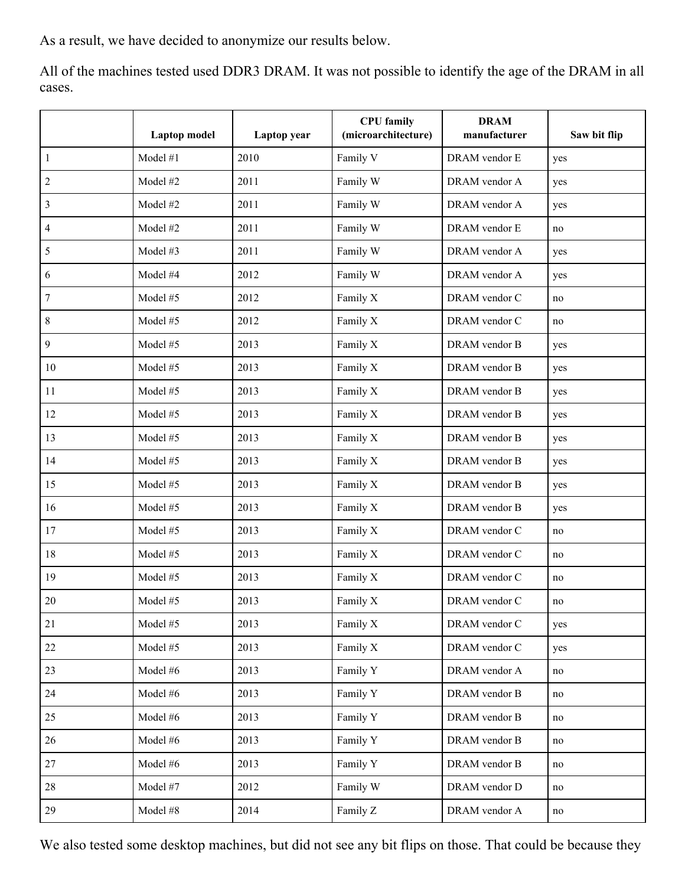As a result, we have decided to anonymize our results below.

All of the machines tested used DDR3 DRAM. It was not possible to identify the age of the DRAM in all cases.

| | Laptop model | Laptop year | CPU family (microarchitecture) | DRAM manufacturer | Saw bit flip |
|---|---|---|---|---|---|
| 1 | Model #1 | 2010 | Family V | DRAM vendor E | yes |
| 2 | Model #2 | 2011 | Family W | DRAM vendor A | yes |
| 3 | Model #2 | 2011 | Family W | DRAM vendor A | yes |
| 4 | Model #2 | 2011 | Family W | DRAM vendor E | no |
| 5 | Model #3 | 2011 | Family W | DRAM vendor A | yes |
| 6 | Model #4 | 2012 | Family W | DRAM vendor A | yes |
| 7 | Model #5 | 2012 | Family X | DRAM vendor C | no |
| 8 | Model #5 | 2012 | Family X | DRAM vendor C | no |
| 9 | Model #5 | 2013 | Family X | DRAM vendor B | yes |
| 10 | Model #5 | 2013 | Family X | DRAM vendor B | yes |
| 11 | Model #5 | 2013 | Family X | DRAM vendor B | yes |
| 12 | Model #5 | 2013 | Family X | DRAM vendor B | yes |
| 13 | Model #5 | 2013 | Family X | DRAM vendor B | yes |
| 14 | Model #5 | 2013 | Family X | DRAM vendor B | yes |
| 15 | Model #5 | 2013 | Family X | DRAM vendor B | yes |
| 16 | Model #5 | 2013 | Family X | DRAM vendor B | yes |
| 17 | Model #5 | 2013 | Family X | DRAM vendor C | no |
| 18 | Model #5 | 2013 | Family X | DRAM vendor C | no |
| 19 | Model #5 | 2013 | Family X | DRAM vendor C | no |
| 20 | Model #5 | 2013 | Family X | DRAM vendor C | no |
| 21 | Model #5 | 2013 | Family X | DRAM vendor C | yes |
| 22 | Model #5 | 2013 | Family X | DRAM vendor C | yes |
| 23 | Model #6 | 2013 | Family Y | DRAM vendor A | no |
| 24 | Model #6 | 2013 | Family Y | DRAM vendor B | no |
| 25 | Model #6 | 2013 | Family Y | DRAM vendor B | no |
| 26 | Model #6 | 2013 | Family Y | DRAM vendor B | no |
| 27 | Model #6 | 2013 | Family Y | DRAM vendor B | no |
| 28 | Model #7 | 2012 | Family W | DRAM vendor D | no |
| 29 | Model #8 | 2014 | Family Z | DRAM vendor A | no |

We also tested some desktop machines, but did not see any bit flips on those. That could be because they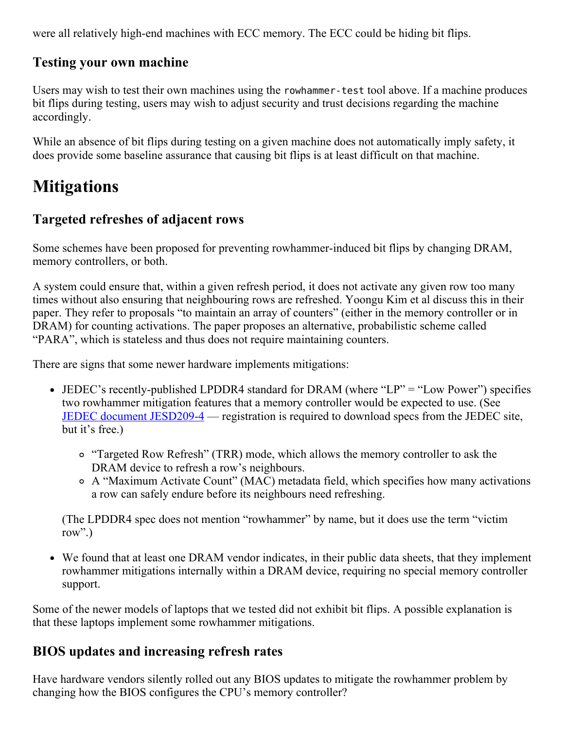were all relatively high-end machines with ECC memory. The ECC could be hiding bit flips.

### Testing your own machine

Users may wish to test their own machines using the `rowhammer-test` tool above. If a machine produces bit flips during testing, users may wish to adjust security and trust decisions regarding the machine accordingly.

While an absence of bit flips during testing on a given machine does not automatically imply safety, it does provide some baseline assurance that causing bit flips is at least difficult on that machine.

## Mitigations

### Targeted refreshes of adjacent rows

Some schemes have been proposed for preventing rowhammer-induced bit flips by changing DRAM, memory controllers, or both.

A system could ensure that, within a given refresh period, it does not activate any given row too many times without also ensuring that neighbouring rows are refreshed. Yoongu Kim et al discuss this in their paper. They refer to proposals "to maintain an array of counters" (either in the memory controller or in DRAM) for counting activations. The paper proposes an alternative, probabilistic scheme called "PARA", which is stateless and thus does not require maintaining counters.

There are signs that some newer hardware implements mitigations:

- JEDEC's recently-published LPDDR4 standard for DRAM (where "LP" = "Low Power") specifies two rowhammer mitigation features that a memory controller would be expected to use. (See [JEDEC document JESD209-4](#) — registration is required to download specs from the JEDEC site, but it's free.)
  - "Targeted Row Refresh" (TRR) mode, which allows the memory controller to ask the DRAM device to refresh a row's neighbours.
  - A "Maximum Activate Count" (MAC) metadata field, which specifies how many activations a row can safely endure before its neighbours need refreshing.

  (The LPDDR4 spec does not mention "rowhammer" by name, but it does use the term "victim row".)

- We found that at least one DRAM vendor indicates, in their public data sheets, that they implement rowhammer mitigations internally within a DRAM device, requiring no special memory controller support.

Some of the newer models of laptops that we tested did not exhibit bit flips. A possible explanation is that these laptops implement some rowhammer mitigations.

### BIOS updates and increasing refresh rates

Have hardware vendors silently rolled out any BIOS updates to mitigate the rowhammer problem by changing how the BIOS configures the CPU's memory controller?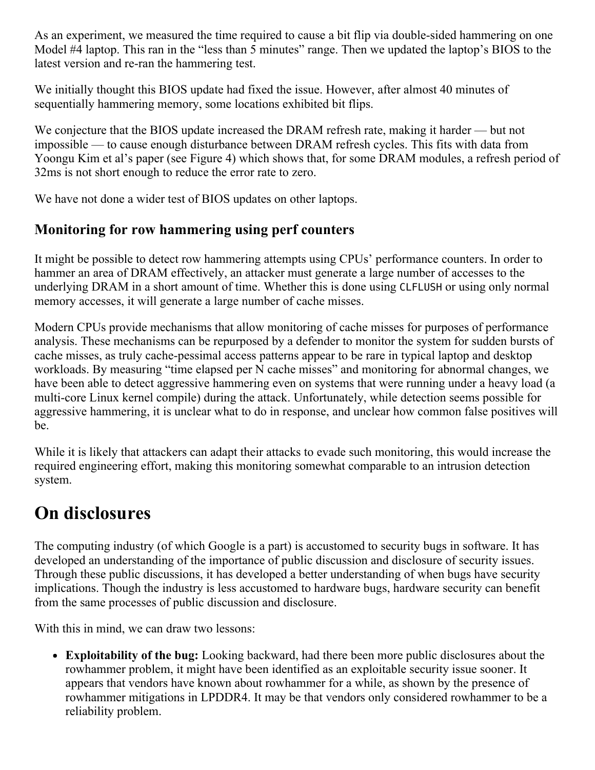As an experiment, we measured the time required to cause a bit flip via double-sided hammering on one Model #4 laptop. This ran in the "less than 5 minutes" range. Then we updated the laptop's BIOS to the latest version and re-ran the hammering test.

We initially thought this BIOS update had fixed the issue. However, after almost 40 minutes of sequentially hammering memory, some locations exhibited bit flips.

We conjecture that the BIOS update increased the DRAM refresh rate, making it harder — but not impossible — to cause enough disturbance between DRAM refresh cycles. This fits with data from Yoongu Kim et al's paper (see Figure 4) which shows that, for some DRAM modules, a refresh period of 32ms is not short enough to reduce the error rate to zero.

We have not done a wider test of BIOS updates on other laptops.

### Monitoring for row hammering using perf counters

It might be possible to detect row hammering attempts using CPUs' performance counters. In order to hammer an area of DRAM effectively, an attacker must generate a large number of accesses to the underlying DRAM in a short amount of time. Whether this is done using `CLFLUSH` or using only normal memory accesses, it will generate a large number of cache misses.

Modern CPUs provide mechanisms that allow monitoring of cache misses for purposes of performance analysis. These mechanisms can be repurposed by a defender to monitor the system for sudden bursts of cache misses, as truly cache-pessimal access patterns appear to be rare in typical laptop and desktop workloads. By measuring "time elapsed per N cache misses" and monitoring for abnormal changes, we have been able to detect aggressive hammering even on systems that were running under a heavy load (a multi-core Linux kernel compile) during the attack. Unfortunately, while detection seems possible for aggressive hammering, it is unclear what to do in response, and unclear how common false positives will be.

While it is likely that attackers can adapt their attacks to evade such monitoring, this would increase the required engineering effort, making this monitoring somewhat comparable to an intrusion detection system.

## On disclosures

The computing industry (of which Google is a part) is accustomed to security bugs in software. It has developed an understanding of the importance of public discussion and disclosure of security issues. Through these public discussions, it has developed a better understanding of when bugs have security implications. Though the industry is less accustomed to hardware bugs, hardware security can benefit from the same processes of public discussion and disclosure.

With this in mind, we can draw two lessons:

- **Exploitability of the bug:** Looking backward, had there been more public disclosures about the rowhammer problem, it might have been identified as an exploitable security issue sooner. It appears that vendors have known about rowhammer for a while, as shown by the presence of rowhammer mitigations in LPDDR4. It may be that vendors only considered rowhammer to be a reliability problem.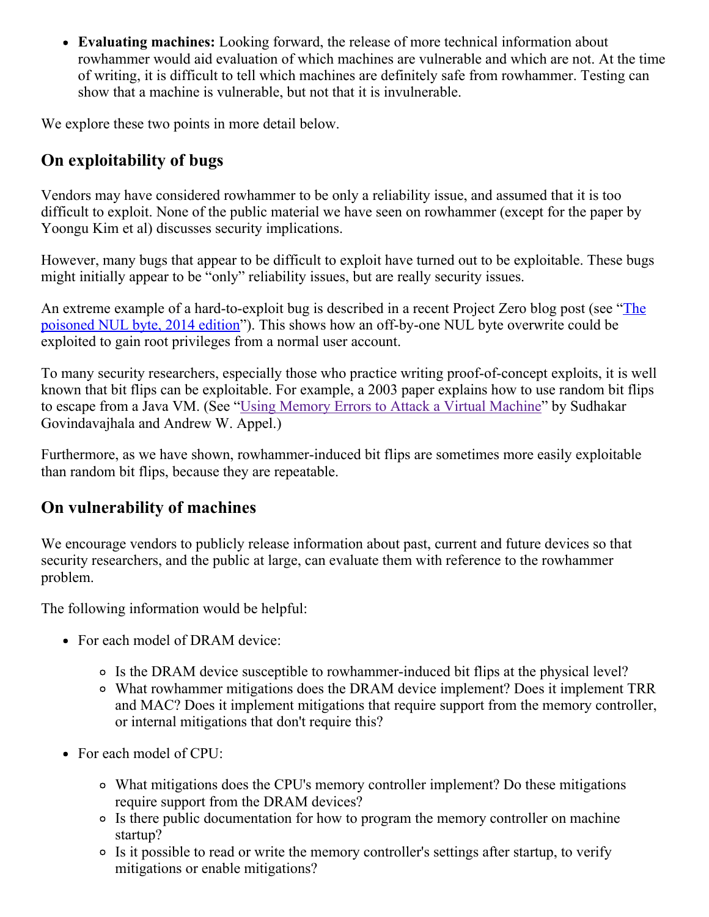- **Evaluating machines:** Looking forward, the release of more technical information about rowhammer would aid evaluation of which machines are vulnerable and which are not. At the time of writing, it is difficult to tell which machines are definitely safe from rowhammer. Testing can show that a machine is vulnerable, but not that it is invulnerable.

We explore these two points in more detail below.

## On exploitability of bugs

Vendors may have considered rowhammer to be only a reliability issue, and assumed that it is too difficult to exploit. None of the public material we have seen on rowhammer (except for the paper by Yoongu Kim et al) discusses security implications.

However, many bugs that appear to be difficult to exploit have turned out to be exploitable. These bugs might initially appear to be "only" reliability issues, but are really security issues.

An extreme example of a hard-to-exploit bug is described in a recent Project Zero blog post (see "The poisoned NUL byte, 2014 edition"). This shows how an off-by-one NUL byte overwrite could be exploited to gain root privileges from a normal user account.

To many security researchers, especially those who practice writing proof-of-concept exploits, it is well known that bit flips can be exploitable. For example, a 2003 paper explains how to use random bit flips to escape from a Java VM. (See "Using Memory Errors to Attack a Virtual Machine" by Sudhakar Govindavajhala and Andrew W. Appel.)

Furthermore, as we have shown, rowhammer-induced bit flips are sometimes more easily exploitable than random bit flips, because they are repeatable.

## On vulnerability of machines

We encourage vendors to publicly release information about past, current and future devices so that security researchers, and the public at large, can evaluate them with reference to the rowhammer problem.

The following information would be helpful:

- For each model of DRAM device:
  - Is the DRAM device susceptible to rowhammer-induced bit flips at the physical level?
  - What rowhammer mitigations does the DRAM device implement? Does it implement TRR and MAC? Does it implement mitigations that require support from the memory controller, or internal mitigations that don't require this?
- For each model of CPU:
  - What mitigations does the CPU's memory controller implement? Do these mitigations require support from the DRAM devices?
  - Is there public documentation for how to program the memory controller on machine startup?
  - Is it possible to read or write the memory controller's settings after startup, to verify mitigations or enable mitigations?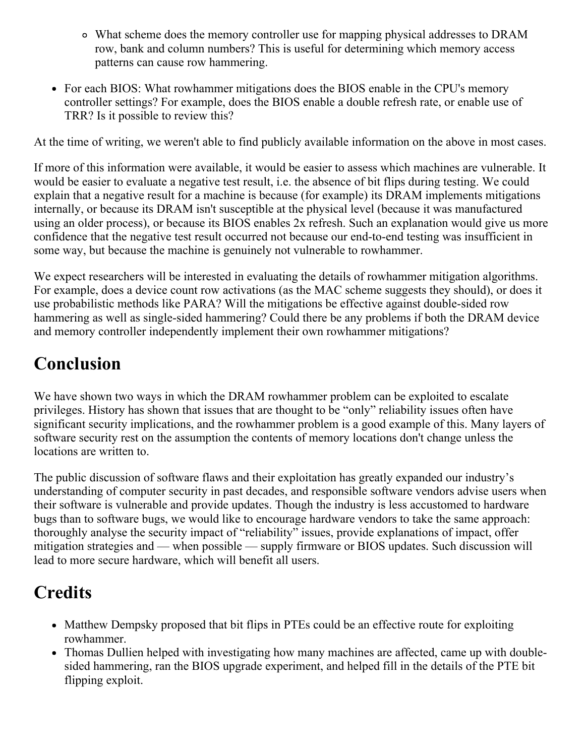- What scheme does the memory controller use for mapping physical addresses to DRAM row, bank and column numbers? This is useful for determining which memory access patterns can cause row hammering.

- For each BIOS: What rowhammer mitigations does the BIOS enable in the CPU's memory controller settings? For example, does the BIOS enable a double refresh rate, or enable use of TRR? Is it possible to review this?

At the time of writing, we weren't able to find publicly available information on the above in most cases.

If more of this information were available, it would be easier to assess which machines are vulnerable. It would be easier to evaluate a negative test result, i.e. the absence of bit flips during testing. We could explain that a negative result for a machine is because (for example) its DRAM implements mitigations internally, or because its DRAM isn't susceptible at the physical level (because it was manufactured using an older process), or because its BIOS enables 2x refresh. Such an explanation would give us more confidence that the negative test result occurred not because our end-to-end testing was insufficient in some way, but because the machine is genuinely not vulnerable to rowhammer.

We expect researchers will be interested in evaluating the details of rowhammer mitigation algorithms. For example, does a device count row activations (as the MAC scheme suggests they should), or does it use probabilistic methods like PARA? Will the mitigations be effective against double-sided row hammering as well as single-sided hammering? Could there be any problems if both the DRAM device and memory controller independently implement their own rowhammer mitigations?

# Conclusion

We have shown two ways in which the DRAM rowhammer problem can be exploited to escalate privileges. History has shown that issues that are thought to be “only” reliability issues often have significant security implications, and the rowhammer problem is a good example of this. Many layers of software security rest on the assumption the contents of memory locations don't change unless the locations are written to.

The public discussion of software flaws and their exploitation has greatly expanded our industry’s understanding of computer security in past decades, and responsible software vendors advise users when their software is vulnerable and provide updates. Though the industry is less accustomed to hardware bugs than to software bugs, we would like to encourage hardware vendors to take the same approach: thoroughly analyse the security impact of “reliability” issues, provide explanations of impact, offer mitigation strategies and — when possible — supply firmware or BIOS updates. Such discussion will lead to more secure hardware, which will benefit all users.

# Credits

- Matthew Dempsky proposed that bit flips in PTEs could be an effective route for exploiting rowhammer.
- Thomas Dullien helped with investigating how many machines are affected, came up with double-sided hammering, ran the BIOS upgrade experiment, and helped fill in the details of the PTE bit flipping exploit.